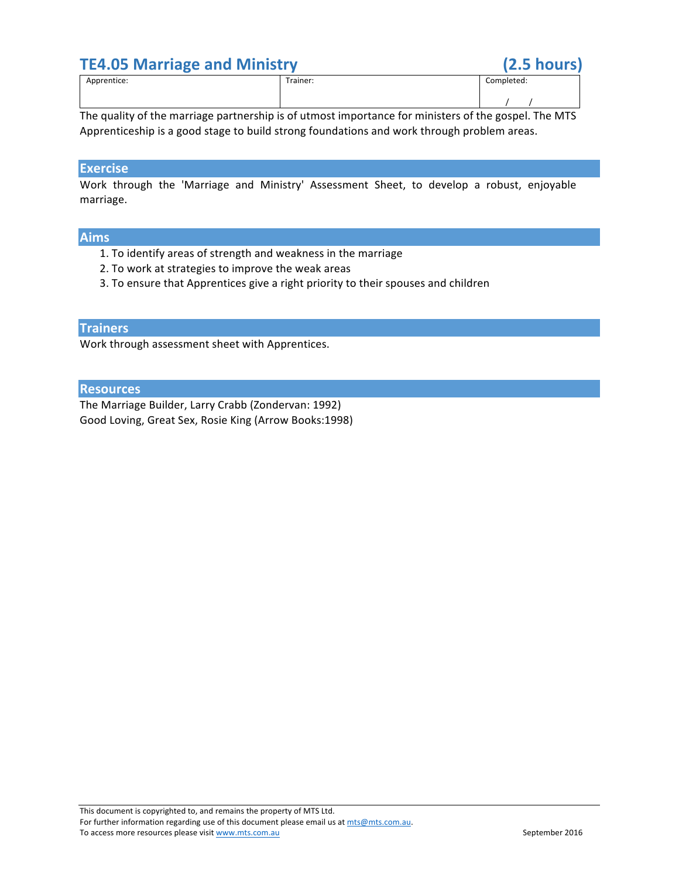# TE4.05 Marriage and Ministry (2.5 hours)

| Apprentice: | Trainer: | Completed: |
|---|---|---|
| | | / / |

The quality of the marriage partnership is of utmost importance for ministers of the gospel. The MTS Apprenticeship is a good stage to build strong foundations and work through problem areas.

## Exercise

Work through the 'Marriage and Ministry' Assessment Sheet, to develop a robust, enjoyable marriage.

## Aims

1. To identify areas of strength and weakness in the marriage
2. To work at strategies to improve the weak areas
3. To ensure that Apprentices give a right priority to their spouses and children

## Trainers

Work through assessment sheet with Apprentices.

## Resources

The Marriage Builder, Larry Crabb (Zondervan: 1992)
Good Loving, Great Sex, Rosie King (Arrow Books:1998)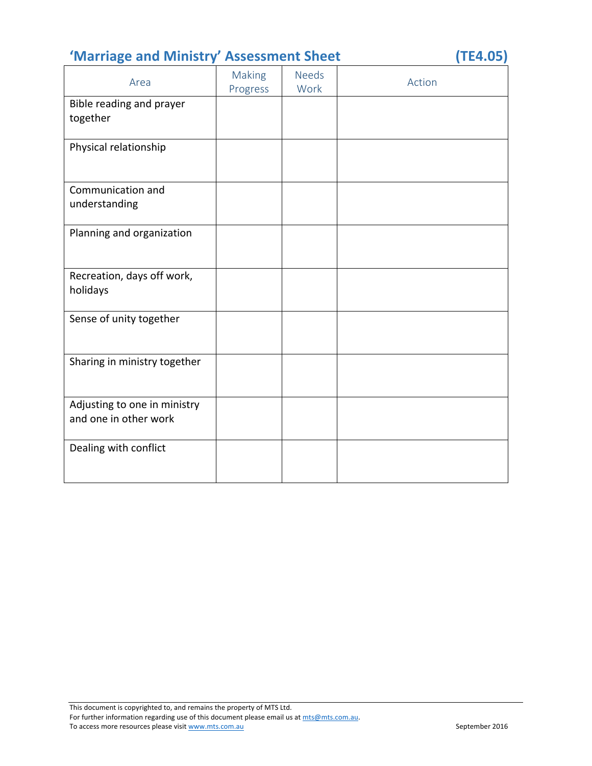## 'Marriage and Ministry' Assessment Sheet (TE4.05)

| Area | Making Progress | Needs Work | Action |
|---|---|---|---|
| Bible reading and prayer together | | | |
| Physical relationship | | | |
| Communication and understanding | | | |
| Planning and organization | | | |
| Recreation, days off work, holidays | | | |
| Sense of unity together | | | |
| Sharing in ministry together | | | |
| Adjusting to one in ministry and one in other work | | | |
| Dealing with conflict | | | |

This document is copyrighted to, and remains the property of MTS Ltd.
For further information regarding use of this document please email us at mts@mts.com.au.
To access more resources please visit www.mts.com.au

September 2016